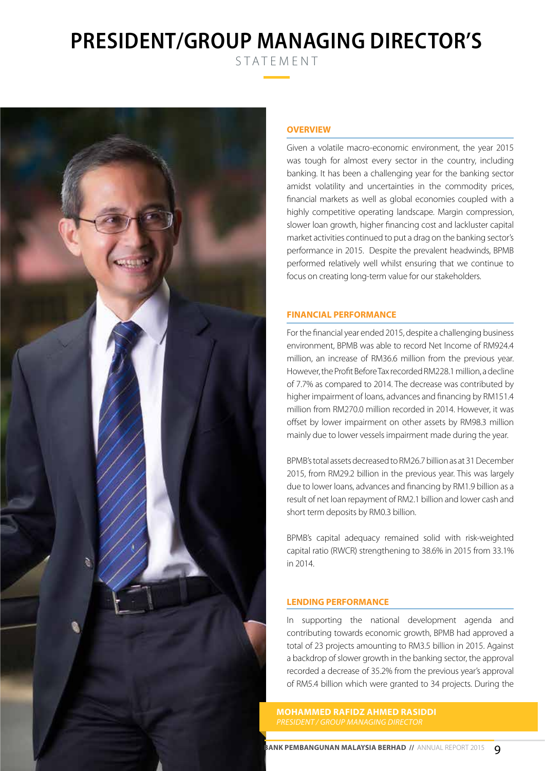# PRESIDENT/GROUP MANAGING DIRECTOR'S STATEMENT

## OVERVIEW

Given a volatile macro-economic environment, the year 2015 was tough for almost every sector in the country, including banking. It has been a challenging year for the banking sector amidst volatility and uncertainties in the commodity prices, financial markets as well as global economies coupled with a highly competitive operating landscape. Margin compression, slower loan growth, higher financing cost and lackluster capital market activities continued to put a drag on the banking sector's performance in 2015. Despite the prevalent headwinds, BPMB performed relatively well whilst ensuring that we continue to focus on creating long-term value for our stakeholders.

## FINANCIAL PERFORMANCE

For the financial year ended 2015, despite a challenging business environment, BPMB was able to record Net Income of RM924.4 million, an increase of RM36.6 million from the previous year. However, the Profit Before Tax recorded RM228.1 million, a decline of 7.7% as compared to 2014. The decrease was contributed by higher impairment of loans, advances and financing by RM151.4 million from RM270.0 million recorded in 2014. However, it was offset by lower impairment on other assets by RM98.3 million mainly due to lower vessels impairment made during the year.

BPMB's total assets decreased to RM26.7 billion as at 31 December 2015, from RM29.2 billion in the previous year. This was largely due to lower loans, advances and financing by RM1.9 billion as a result of net loan repayment of RM2.1 billion and lower cash and short term deposits by RM0.3 billion.

BPMB's capital adequacy remained solid with risk-weighted capital ratio (RWCR) strengthening to 38.6% in 2015 from 33.1% in 2014.

## LENDING PERFORMANCE

In supporting the national development agenda and contributing towards economic growth, BPMB had approved a total of 23 projects amounting to RM3.5 billion in 2015. Against a backdrop of slower growth in the banking sector, the approval recorded a decrease of 35.2% from the previous year's approval of RM5.4 billion which were granted to 34 projects. During the

**MOHAMMED RAFIDZ AHMED RASIDDI**
*PRESIDENT / GROUP MANAGING DIRECTOR*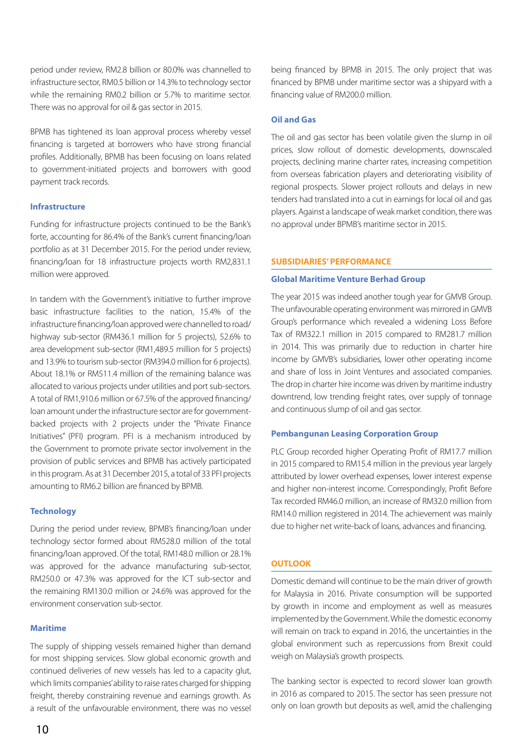period under review, RM2.8 billion or 80.0% was channelled to infrastructure sector, RM0.5 billion or 14.3% to technology sector while the remaining RM0.2 billion or 5.7% to maritime sector. There was no approval for oil & gas sector in 2015.

BPMB has tightened its loan approval process whereby vessel financing is targeted at borrowers who have strong financial profiles. Additionally, BPMB has been focusing on loans related to government-initiated projects and borrowers with good payment track records.

### Infrastructure

Funding for infrastructure projects continued to be the Bank's forte, accounting for 86.4% of the Bank's current financing/loan portfolio as at 31 December 2015. For the period under review, financing/loan for 18 infrastructure projects worth RM2,831.1 million were approved.

In tandem with the Government's initiative to further improve basic infrastructure facilities to the nation, 15.4% of the infrastructure financing/loan approved were channelled to road/highway sub-sector (RM436.1 million for 5 projects), 52.6% to area development sub-sector (RM1,489.5 million for 5 projects) and 13.9% to tourism sub-sector (RM394.0 million for 6 projects). About 18.1% or RM511.4 million of the remaining balance was allocated to various projects under utilities and port sub-sectors. A total of RM1,910.6 million or 67.5% of the approved financing/loan amount under the infrastructure sector are for government-backed projects with 2 projects under the "Private Finance Initiatives" (PFI) program. PFI is a mechanism introduced by the Government to promote private sector involvement in the provision of public services and BPMB has actively participated in this program. As at 31 December 2015, a total of 33 PFI projects amounting to RM6.2 billion are financed by BPMB.

### Technology

During the period under review, BPMB's financing/loan under technology sector formed about RM528.0 million of the total financing/loan approved. Of the total, RM148.0 million or 28.1% was approved for the advance manufacturing sub-sector, RM250.0 or 47.3% was approved for the ICT sub-sector and the remaining RM130.0 million or 24.6% was approved for the environment conservation sub-sector.

### Maritime

The supply of shipping vessels remained higher than demand for most shipping services. Slow global economic growth and continued deliveries of new vessels has led to a capacity glut, which limits companies' ability to raise rates charged for shipping freight, thereby constraining revenue and earnings growth. As a result of the unfavourable environment, there was no vessel being financed by BPMB in 2015. The only project that was financed by BPMB under maritime sector was a shipyard with a financing value of RM200.0 million.

### Oil and Gas

The oil and gas sector has been volatile given the slump in oil prices, slow rollout of domestic developments, downscaled projects, declining marine charter rates, increasing competition from overseas fabrication players and deteriorating visibility of regional prospects. Slower project rollouts and delays in new tenders had translated into a cut in earnings for local oil and gas players. Against a landscape of weak market condition, there was no approval under BPMB's maritime sector in 2015.

## SUBSIDIARIES' PERFORMANCE

### Global Maritime Venture Berhad Group

The year 2015 was indeed another tough year for GMVB Group. The unfavourable operating environment was mirrored in GMVB Group's performance which revealed a widening Loss Before Tax of RM322.1 million in 2015 compared to RM281.7 million in 2014. This was primarily due to reduction in charter hire income by GMVB's subsidiaries, lower other operating income and share of loss in Joint Ventures and associated companies. The drop in charter hire income was driven by maritime industry downtrend, low trending freight rates, over supply of tonnage and continuous slump of oil and gas sector.

### Pembangunan Leasing Corporation Group

PLC Group recorded higher Operating Profit of RM17.7 million in 2015 compared to RM15.4 million in the previous year largely attributed by lower overhead expenses, lower interest expense and higher non-interest income. Correspondingly, Profit Before Tax recorded RM46.0 million, an increase of RM32.0 million from RM14.0 million registered in 2014. The achievement was mainly due to higher net write-back of loans, advances and financing.

## OUTLOOK

Domestic demand will continue to be the main driver of growth for Malaysia in 2016. Private consumption will be supported by growth in income and employment as well as measures implemented by the Government. While the domestic economy will remain on track to expand in 2016, the uncertainties in the global environment such as repercussions from Brexit could weigh on Malaysia's growth prospects.

The banking sector is expected to record slower loan growth in 2016 as compared to 2015. The sector has seen pressure not only on loan growth but deposits as well, amid the challenging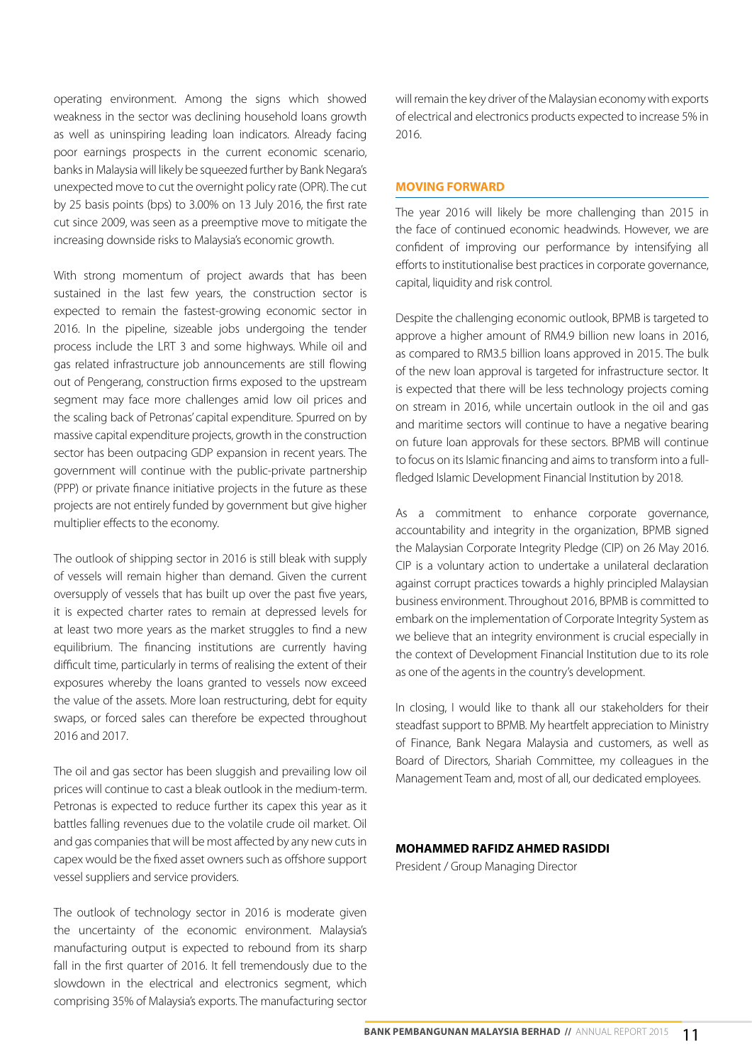operating environment. Among the signs which showed weakness in the sector was declining household loans growth as well as uninspiring leading loan indicators. Already facing poor earnings prospects in the current economic scenario, banks in Malaysia will likely be squeezed further by Bank Negara's unexpected move to cut the overnight policy rate (OPR). The cut by 25 basis points (bps) to 3.00% on 13 July 2016, the first rate cut since 2009, was seen as a preemptive move to mitigate the increasing downside risks to Malaysia's economic growth.

With strong momentum of project awards that has been sustained in the last few years, the construction sector is expected to remain the fastest-growing economic sector in 2016. In the pipeline, sizeable jobs undergoing the tender process include the LRT 3 and some highways. While oil and gas related infrastructure job announcements are still flowing out of Pengerang, construction firms exposed to the upstream segment may face more challenges amid low oil prices and the scaling back of Petronas' capital expenditure. Spurred on by massive capital expenditure projects, growth in the construction sector has been outpacing GDP expansion in recent years. The government will continue with the public-private partnership (PPP) or private finance initiative projects in the future as these projects are not entirely funded by government but give higher multiplier effects to the economy.

The outlook of shipping sector in 2016 is still bleak with supply of vessels will remain higher than demand. Given the current oversupply of vessels that has built up over the past five years, it is expected charter rates to remain at depressed levels for at least two more years as the market struggles to find a new equilibrium. The financing institutions are currently having difficult time, particularly in terms of realising the extent of their exposures whereby the loans granted to vessels now exceed the value of the assets. More loan restructuring, debt for equity swaps, or forced sales can therefore be expected throughout 2016 and 2017.

The oil and gas sector has been sluggish and prevailing low oil prices will continue to cast a bleak outlook in the medium-term. Petronas is expected to reduce further its capex this year as it battles falling revenues due to the volatile crude oil market. Oil and gas companies that will be most affected by any new cuts in capex would be the fixed asset owners such as offshore support vessel suppliers and service providers.

The outlook of technology sector in 2016 is moderate given the uncertainty of the economic environment. Malaysia's manufacturing output is expected to rebound from its sharp fall in the first quarter of 2016. It fell tremendously due to the slowdown in the electrical and electronics segment, which comprising 35% of Malaysia's exports. The manufacturing sector will remain the key driver of the Malaysian economy with exports of electrical and electronics products expected to increase 5% in 2016.

## MOVING FORWARD

The year 2016 will likely be more challenging than 2015 in the face of continued economic headwinds. However, we are confident of improving our performance by intensifying all efforts to institutionalise best practices in corporate governance, capital, liquidity and risk control.

Despite the challenging economic outlook, BPMB is targeted to approve a higher amount of RM4.9 billion new loans in 2016, as compared to RM3.5 billion loans approved in 2015. The bulk of the new loan approval is targeted for infrastructure sector. It is expected that there will be less technology projects coming on stream in 2016, while uncertain outlook in the oil and gas and maritime sectors will continue to have a negative bearing on future loan approvals for these sectors. BPMB will continue to focus on its Islamic financing and aims to transform into a full-fledged Islamic Development Financial Institution by 2018.

As a commitment to enhance corporate governance, accountability and integrity in the organization, BPMB signed the Malaysian Corporate Integrity Pledge (CIP) on 26 May 2016. CIP is a voluntary action to undertake a unilateral declaration against corrupt practices towards a highly principled Malaysian business environment. Throughout 2016, BPMB is committed to embark on the implementation of Corporate Integrity System as we believe that an integrity environment is crucial especially in the context of Development Financial Institution due to its role as one of the agents in the country's development.

In closing, I would like to thank all our stakeholders for their steadfast support to BPMB. My heartfelt appreciation to Ministry of Finance, Bank Negara Malaysia and customers, as well as Board of Directors, Shariah Committee, my colleagues in the Management Team and, most of all, our dedicated employees.

**MOHAMMED RAFIDZ AHMED RASIDDI**
President / Group Managing Director